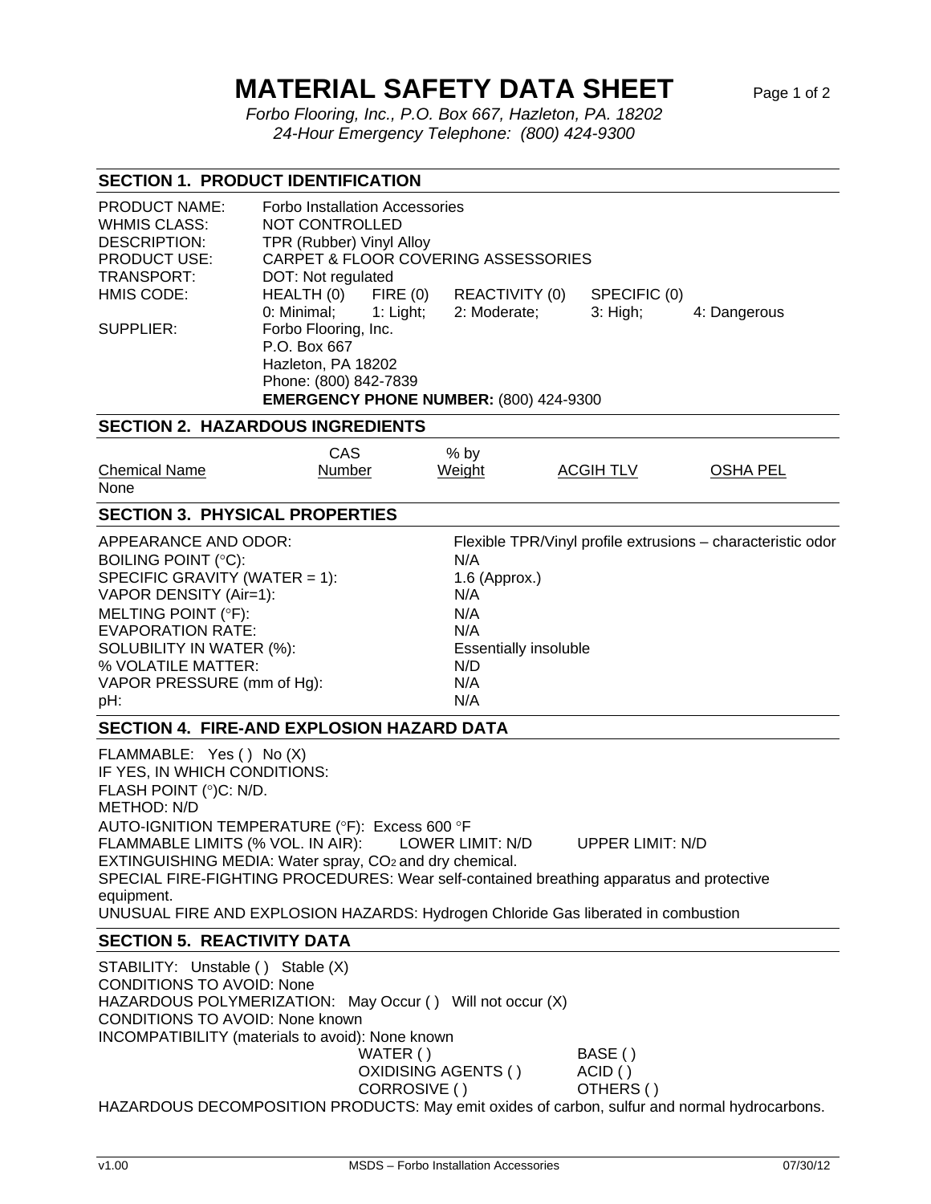# MATERIAL SAFETY DATA SHEET

*Forbo Flooring, Inc., P.O. Box 667, Hazleton, PA. 18202*
*24-Hour Emergency Telephone: (800) 424-9300*

## SECTION 1. PRODUCT IDENTIFICATION

PRODUCT NAME: Forbo Installation Accessories
WHMIS CLASS: NOT CONTROLLED
DESCRIPTION: TPR (Rubber) Vinyl Alloy
PRODUCT USE: CARPET & FLOOR COVERING ASSESSORIES
TRANSPORT: DOT: Not regulated
HMIS CODE: HEALTH (0) FIRE (0) REACTIVITY (0) SPECIFIC (0)
0: Minimal; 1: Light; 2: Moderate; 3: High; 4: Dangerous
SUPPLIER: Forbo Flooring, Inc.
P.O. Box 667
Hazleton, PA 18202
Phone: (800) 842-7839
**EMERGENCY PHONE NUMBER:** (800) 424-9300

## SECTION 2. HAZARDOUS INGREDIENTS

| Chemical Name | CAS Number | % by Weight | ACGIH TLV | OSHA PEL |
|---|---|---|---|---|
| None | | | | |

## SECTION 3. PHYSICAL PROPERTIES

| | |
|---|---|
| APPEARANCE AND ODOR: | Flexible TPR/Vinyl profile extrusions – characteristic odor |
| BOILING POINT (°C): | N/A |
| SPECIFIC GRAVITY (WATER = 1): | 1.6 (Approx.) |
| VAPOR DENSITY (Air=1): | N/A |
| MELTING POINT (°F): | N/A |
| EVAPORATION RATE: | N/A |
| SOLUBILITY IN WATER (%): | Essentially insoluble |
| % VOLATILE MATTER: | N/D |
| VAPOR PRESSURE (mm of Hg): | N/A |
| pH: | N/A |

## SECTION 4. FIRE-AND EXPLOSION HAZARD DATA

FLAMMABLE: Yes ( ) No (X)
IF YES, IN WHICH CONDITIONS:
FLASH POINT (°)C: N/D.
METHOD: N/D
AUTO-IGNITION TEMPERATURE (°F): Excess 600 °F
FLAMMABLE LIMITS (% VOL. IN AIR): LOWER LIMIT: N/D UPPER LIMIT: N/D
EXTINGUISHING MEDIA: Water spray, $CO_2$ and dry chemical.
SPECIAL FIRE-FIGHTING PROCEDURES: Wear self-contained breathing apparatus and protective equipment.
UNUSUAL FIRE AND EXPLOSION HAZARDS: Hydrogen Chloride Gas liberated in combustion

## SECTION 5. REACTIVITY DATA

STABILITY: Unstable ( ) Stable (X)
CONDITIONS TO AVOID: None
HAZARDOUS POLYMERIZATION: May Occur ( ) Will not occur (X)
CONDITIONS TO AVOID: None known
INCOMPATIBILITY (materials to avoid): None known

| | |
|---|---|
| WATER ( ) | BASE ( ) |
| OXIDISING AGENTS ( ) | ACID ( ) |
| CORROSIVE ( ) | OTHERS ( ) |

HAZARDOUS DECOMPOSITION PRODUCTS: May emit oxides of carbon, sulfur and normal hydrocarbons.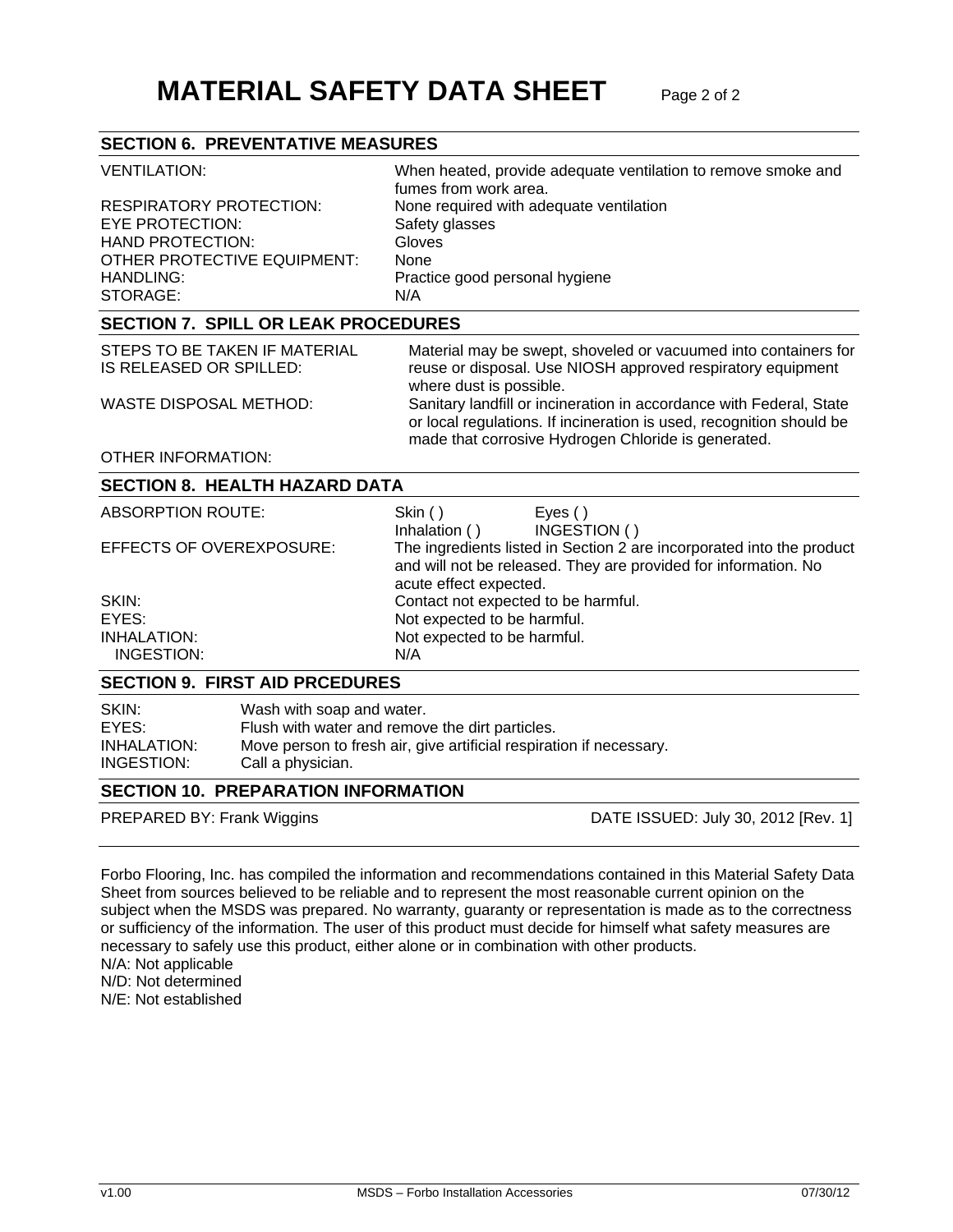# MATERIAL SAFETY DATA SHEET

## SECTION 6. PREVENTATIVE MEASURES

| | |
|---|---|
| VENTILATION: | When heated, provide adequate ventilation to remove smoke and fumes from work area. |
| RESPIRATORY PROTECTION: | None required with adequate ventilation |
| EYE PROTECTION: | Safety glasses |
| HAND PROTECTION: | Gloves |
| OTHER PROTECTIVE EQUIPMENT: | None |
| HANDLING: | Practice good personal hygiene |
| STORAGE: | N/A |

## SECTION 7. SPILL OR LEAK PROCEDURES

| | |
|---|---|
| STEPS TO BE TAKEN IF MATERIAL IS RELEASED OR SPILLED: | Material may be swept, shoveled or vacuumed into containers for reuse or disposal. Use NIOSH approved respiratory equipment where dust is possible. |
| WASTE DISPOSAL METHOD: | Sanitary landfill or incineration in accordance with Federal, State or local regulations. If incineration is used, recognition should be made that corrosive Hydrogen Chloride is generated. |
| OTHER INFORMATION: | |

## SECTION 8. HEALTH HAZARD DATA

| | | |
|---|---|---|
| ABSORPTION ROUTE: | Skin ( ) | Eyes ( ) |
| | Inhalation ( ) | INGESTION ( ) |

| | |
|---|---|
| EFFECTS OF OVEREXPOSURE: | The ingredients listed in Section 2 are incorporated into the product and will not be released. They are provided for information. No acute effect expected. |
| SKIN: | Contact not expected to be harmful. |
| EYES: | Not expected to be harmful. |
| INHALATION: | Not expected to be harmful. |
| INGESTION: | N/A |

## SECTION 9. FIRST AID PRCEDURES

| | |
|---|---|
| SKIN: | Wash with soap and water. |
| EYES: | Flush with water and remove the dirt particles. |
| INHALATION: | Move person to fresh air, give artificial respiration if necessary. |
| INGESTION: | Call a physician. |

## SECTION 10. PREPARATION INFORMATION

PREPARED BY: Frank Wiggins

DATE ISSUED: July 30, 2012 [Rev. 1]

Forbo Flooring, Inc. has compiled the information and recommendations contained in this Material Safety Data Sheet from sources believed to be reliable and to represent the most reasonable current opinion on the subject when the MSDS was prepared. No warranty, guaranty or representation is made as to the correctness or sufficiency of the information. The user of this product must decide for himself what safety measures are necessary to safely use this product, either alone or in combination with other products.

N/A: Not applicable
N/D: Not determined
N/E: Not established